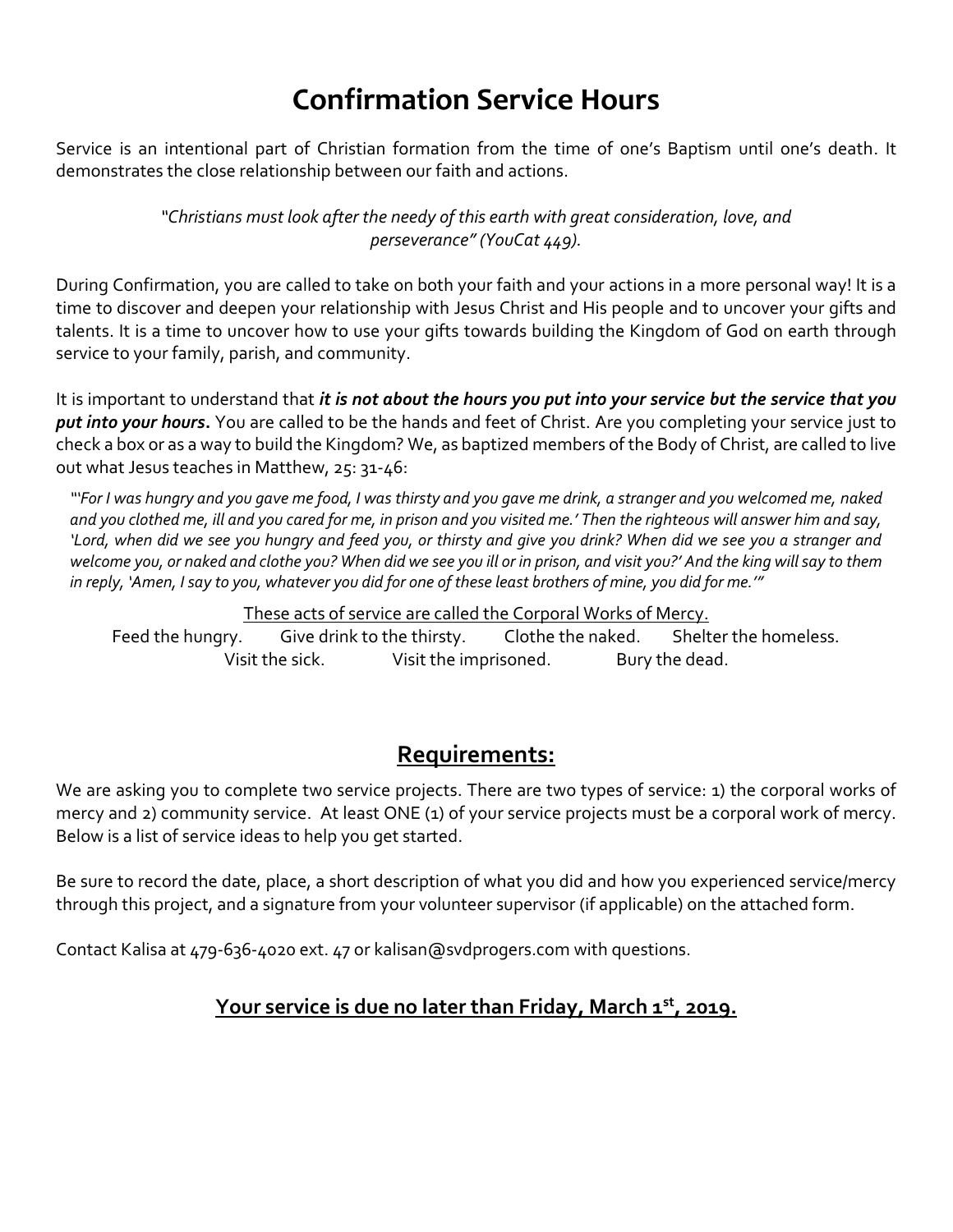# Confirmation Service Hours

Service is an intentional part of Christian formation from the time of one's Baptism until one's death. It demonstrates the close relationship between our faith and actions.

*"Christians must look after the needy of this earth with great consideration, love, and perseverance" (YouCat 449).*

During Confirmation, you are called to take on both your faith and your actions in a more personal way! It is a time to discover and deepen your relationship with Jesus Christ and His people and to uncover your gifts and talents. It is a time to uncover how to use your gifts towards building the Kingdom of God on earth through service to your family, parish, and community.

It is important to understand that ***it is not about the hours you put into your service but the service that you put into your hours*.** You are called to be the hands and feet of Christ. Are you completing your service just to check a box or as a way to build the Kingdom? We, as baptized members of the Body of Christ, are called to live out what Jesus teaches in Matthew, 25: 31-46:

*"'For I was hungry and you gave me food, I was thirsty and you gave me drink, a stranger and you welcomed me, naked and you clothed me, ill and you cared for me, in prison and you visited me.' Then the righteous will answer him and say, 'Lord, when did we see you hungry and feed you, or thirsty and give you drink? When did we see you a stranger and welcome you, or naked and clothe you? When did we see you ill or in prison, and visit you?' And the king will say to them in reply, 'Amen, I say to you, whatever you did for one of these least brothers of mine, you did for me.'"*

These acts of service are called the Corporal Works of Mercy.

Feed the hungry. Give drink to the thirsty. Clothe the naked. Shelter the homeless.
Visit the sick. Visit the imprisoned. Bury the dead.

## Requirements:

We are asking you to complete two service projects. There are two types of service: 1) the corporal works of mercy and 2) community service. At least ONE (1) of your service projects must be a corporal work of mercy. Below is a list of service ideas to help you get started.

Be sure to record the date, place, a short description of what you did and how you experienced service/mercy through this project, and a signature from your volunteer supervisor (if applicable) on the attached form.

Contact Kalisa at 479-636-4020 ext. 47 or kalisan@svdprogers.com with questions.

**Your service is due no later than Friday, March 1st, 2019.**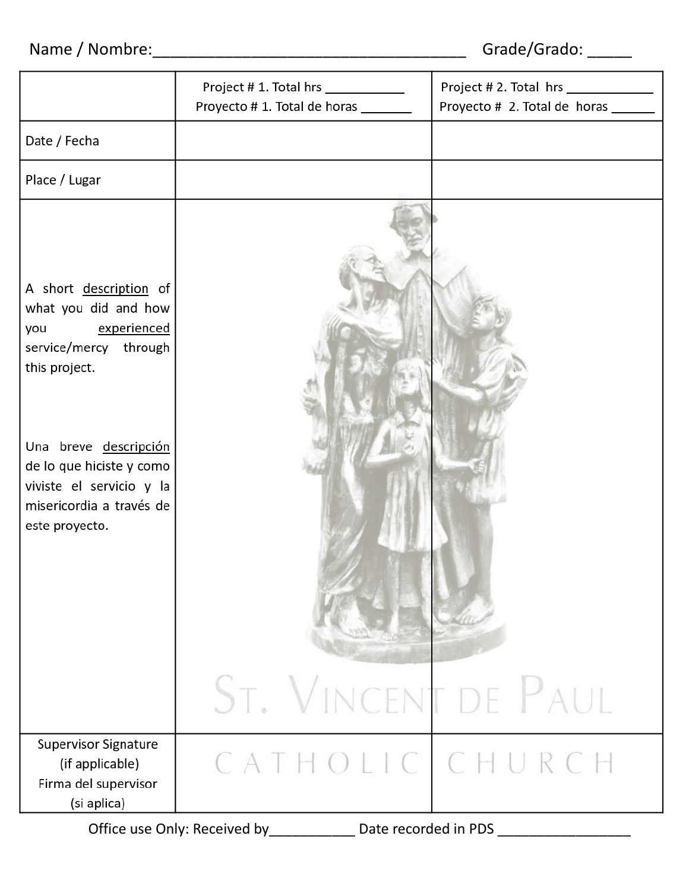Name / Nombre:_________________________________ Grade/Grado: _____

| | Project # 1. Total hrs ___________<br>Proyecto # 1. Total de horas _______ | Project # 2. Total hrs ____________<br>Proyecto # 2. Total de horas ______ |
|---|---|---|
| Date / Fecha | | |
| Place / Lugar | | |
| A short description of what you did and how you experienced service/mercy through this project.<br><br>Una breve descripción de lo que hiciste y como viviste el servicio y la misericordia a través de este proyecto. | | |
| Supervisor Signature (if applicable)<br>Firma del supervisor (si aplica) | | |

ST. VINCENT DE PAUL CATHOLIC CHURCH

Office use Only: Received by__________ Date recorded in PDS ________________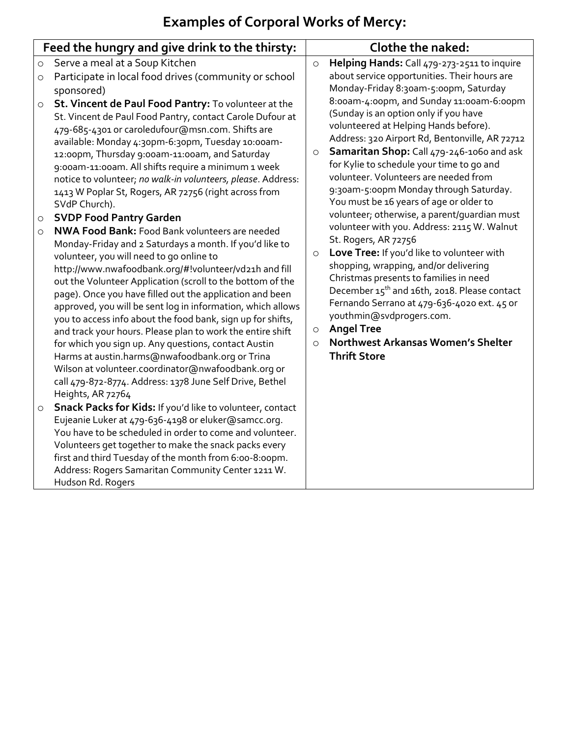# Examples of Corporal Works of Mercy:

| Feed the hungry and give drink to the thirsty: | Clothe the naked: |
| --- | --- |
| ○ Serve a meal at a Soup Kitchen<br>○ Participate in local food drives (community or school sponsored)<br>○ **St. Vincent de Paul Food Pantry:** To volunteer at the St. Vincent de Paul Food Pantry, contact Carole Dufour at 479-685-4301 or caroledufour@msn.com. Shifts are available: Monday 4:30pm-6:30pm, Tuesday 10:00am-12:00pm, Thursday 9:00am-11:00am, and Saturday 9:00am-11:00am. All shifts require a minimum 1 week notice to volunteer; *no walk-in volunteers, please*. Address: 1413 W Poplar St, Rogers, AR 72756 (right across from SVdP Church).<br>○ **SVDP Food Pantry Garden**<br>○ **NWA Food Bank:** Food Bank volunteers are needed Monday-Friday and 2 Saturdays a month. If you'd like to volunteer, you will need to go online to http://www.nwafoodbank.org/#!volunteer/vd21h and fill out the Volunteer Application (scroll to the bottom of the page). Once you have filled out the application and been approved, you will be sent log in information, which allows you to access info about the food bank, sign up for shifts, and track your hours. Please plan to work the entire shift for which you sign up. Any questions, contact Austin Harms at austin.harms@nwafoodbank.org or Trina Wilson at volunteer.coordinator@nwafoodbank.org or call 479-872-8774. Address: 1378 June Self Drive, Bethel Heights, AR 72764<br>○ **Snack Packs for Kids:** If you'd like to volunteer, contact Eujeanie Luker at 479-636-4198 or eluker@samcc.org. You have to be scheduled in order to come and volunteer. Volunteers get together to make the snack packs every first and third Tuesday of the month from 6:00-8:00pm. Address: Rogers Samaritan Community Center 1211 W. Hudson Rd. Rogers | ○ **Helping Hands:** Call 479-273-2511 to inquire about service opportunities. Their hours are Monday-Friday 8:30am-5:00pm, Saturday 8:00am-4:00pm, and Sunday 11:00am-6:00pm (Sunday is an option only if you have volunteered at Helping Hands before). Address: 320 Airport Rd, Bentonville, AR 72712<br>○ **Samaritan Shop:** Call 479-246-1060 and ask for Kylie to schedule your time to go and volunteer. Volunteers are needed from 9:30am-5:00pm Monday through Saturday. You must be 16 years of age or older to volunteer; otherwise, a parent/guardian must volunteer with you. Address: 2115 W. Walnut St. Rogers, AR 72756<br>○ **Love Tree:** If you'd like to volunteer with shopping, wrapping, and/or delivering Christmas presents to families in need December 15th and 16th, 2018. Please contact Fernando Serrano at 479-636-4020 ext. 45 or youthmin@svdprogers.com.<br>○ **Angel Tree**<br>○ **Northwest Arkansas Women's Shelter Thrift Store** |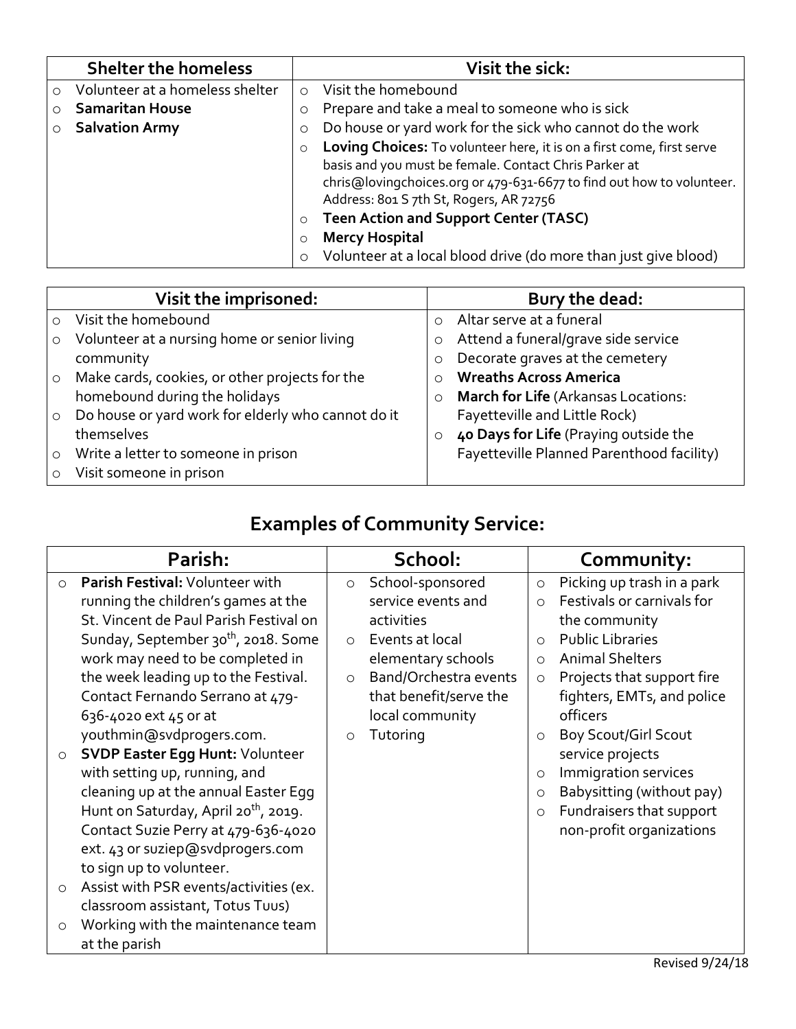| Shelter the homeless | Visit the sick: |
|---|---|
| ○ Volunteer at a homeless shelter<br>○ **Samaritan House**<br>○ **Salvation Army** | ○ Visit the homebound<br>○ Prepare and take a meal to someone who is sick<br>○ Do house or yard work for the sick who cannot do the work<br>○ **Loving Choices:** To volunteer here, it is on a first come, first serve basis and you must be female. Contact Chris Parker at chris@lovingchoices.org or 479-631-6677 to find out how to volunteer. Address: 801 S 7th St, Rogers, AR 72756<br>○ **Teen Action and Support Center (TASC)**<br>○ **Mercy Hospital**<br>○ Volunteer at a local blood drive (do more than just give blood) |

| Visit the imprisoned: | Bury the dead: |
|---|---|
| ○ Visit the homebound<br>○ Volunteer at a nursing home or senior living community<br>○ Make cards, cookies, or other projects for the homebound during the holidays<br>○ Do house or yard work for elderly who cannot do it themselves<br>○ Write a letter to someone in prison<br>○ Visit someone in prison | ○ Altar serve at a funeral<br>○ Attend a funeral/grave side service<br>○ Decorate graves at the cemetery<br>○ **Wreaths Across America**<br>○ **March for Life** (Arkansas Locations: Fayetteville and Little Rock)<br>○ **40 Days for Life** (Praying outside the Fayetteville Planned Parenthood facility) |

## Examples of Community Service:

| Parish: | School: | Community: |
|---|---|---|
| ○ **Parish Festival:** Volunteer with running the children's games at the St. Vincent de Paul Parish Festival on Sunday, September 30th, 2018. Some work may need to be completed in the week leading up to the Festival. Contact Fernando Serrano at 479-636-4020 ext 45 or at youthmin@svdprogers.com.<br>○ **SVDP Easter Egg Hunt:** Volunteer with setting up, running, and cleaning up at the annual Easter Egg Hunt on Saturday, April 20th, 2019. Contact Suzie Perry at 479-636-4020 ext. 43 or suziep@svdprogers.com to sign up to volunteer.<br>○ Assist with PSR events/activities (ex. classroom assistant, Totus Tuus)<br>○ Working with the maintenance team at the parish | ○ School-sponsored service events and activities<br>○ Events at local elementary schools<br>○ Band/Orchestra events that benefit/serve the local community<br>○ Tutoring | ○ Picking up trash in a park<br>○ Festivals or carnivals for the community<br>○ Public Libraries<br>○ Animal Shelters<br>○ Projects that support fire fighters, EMTs, and police officers<br>○ Boy Scout/Girl Scout service projects<br>○ Immigration services<br>○ Babysitting (without pay)<br>○ Fundraisers that support non-profit organizations |

Revised 9/24/18